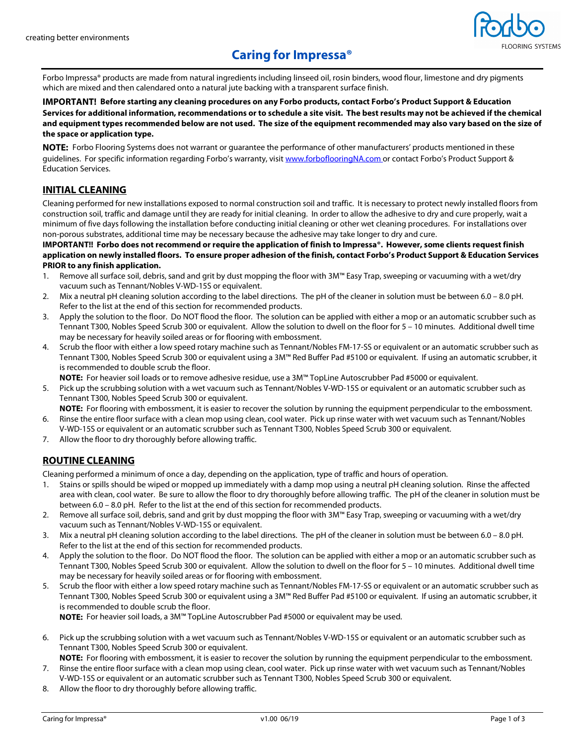creating better environments

# Caring for Impressa®

Forbo Impressa® products are made from natural ingredients including linseed oil, rosin binders, wood flour, limestone and dry pigments which are mixed and then calendared onto a natural jute backing with a transparent surface finish.

**IMPORTANT! Before starting any cleaning procedures on any Forbo products, contact Forbo's Product Support & Education Services for additional information, recommendations or to schedule a site visit. The best results may not be achieved if the chemical and equipment types recommended below are not used. The size of the equipment recommended may also vary based on the size of the space or application type.**

**NOTE:** Forbo Flooring Systems does not warrant or guarantee the performance of other manufacturers' products mentioned in these guidelines. For specific information regarding Forbo's warranty, visit www.forboflooringNA.com or contact Forbo's Product Support & Education Services.

## INITIAL CLEANING

Cleaning performed for new installations exposed to normal construction soil and traffic. It is necessary to protect newly installed floors from construction soil, traffic and damage until they are ready for initial cleaning. In order to allow the adhesive to dry and cure properly, wait a minimum of five days following the installation before conducting initial cleaning or other wet cleaning procedures. For installations over non-porous substrates, additional time may be necessary because the adhesive may take longer to dry and cure.

**IMPORTANT!! Forbo does not recommend or require the application of finish to Impressa®. However, some clients request finish application on newly installed floors. To ensure proper adhesion of the finish, contact Forbo's Product Support & Education Services PRIOR to any finish application.**

1. Remove all surface soil, debris, sand and grit by dust mopping the floor with 3M™ Easy Trap, sweeping or vacuuming with a wet/dry vacuum such as Tennant/Nobles V-WD-15S or equivalent.
2. Mix a neutral pH cleaning solution according to the label directions. The pH of the cleaner in solution must be between 6.0 – 8.0 pH. Refer to the list at the end of this section for recommended products.
3. Apply the solution to the floor. Do NOT flood the floor. The solution can be applied with either a mop or an automatic scrubber such as Tennant T300, Nobles Speed Scrub 300 or equivalent. Allow the solution to dwell on the floor for 5 – 10 minutes. Additional dwell time may be necessary for heavily soiled areas or for flooring with embossment.
4. Scrub the floor with either a low speed rotary machine such as Tennant/Nobles FM-17-SS or equivalent or an automatic scrubber such as Tennant T300, Nobles Speed Scrub 300 or equivalent using a 3M™ Red Buffer Pad #5100 or equivalent. If using an automatic scrubber, it is recommended to double scrub the floor.
   **NOTE:** For heavier soil loads or to remove adhesive residue, use a 3M™ TopLine Autoscrubber Pad #5000 or equivalent.
5. Pick up the scrubbing solution with a wet vacuum such as Tennant/Nobles V-WD-15S or equivalent or an automatic scrubber such as Tennant T300, Nobles Speed Scrub 300 or equivalent.
   **NOTE:** For flooring with embossment, it is easier to recover the solution by running the equipment perpendicular to the embossment.
6. Rinse the entire floor surface with a clean mop using clean, cool water. Pick up rinse water with wet vacuum such as Tennant/Nobles V-WD-15S or equivalent or an automatic scrubber such as Tennant T300, Nobles Speed Scrub 300 or equivalent.
7. Allow the floor to dry thoroughly before allowing traffic.

## ROUTINE CLEANING

Cleaning performed a minimum of once a day, depending on the application, type of traffic and hours of operation.

1. Stains or spills should be wiped or mopped up immediately with a damp mop using a neutral pH cleaning solution. Rinse the affected area with clean, cool water. Be sure to allow the floor to dry thoroughly before allowing traffic. The pH of the cleaner in solution must be between 6.0 – 8.0 pH. Refer to the list at the end of this section for recommended products.
2. Remove all surface soil, debris, sand and grit by dust mopping the floor with 3M™ Easy Trap, sweeping or vacuuming with a wet/dry vacuum such as Tennant/Nobles V-WD-15S or equivalent.
3. Mix a neutral pH cleaning solution according to the label directions. The pH of the cleaner in solution must be between 6.0 – 8.0 pH. Refer to the list at the end of this section for recommended products.
4. Apply the solution to the floor. Do NOT flood the floor. The solution can be applied with either a mop or an automatic scrubber such as Tennant T300, Nobles Speed Scrub 300 or equivalent. Allow the solution to dwell on the floor for 5 – 10 minutes. Additional dwell time may be necessary for heavily soiled areas or for flooring with embossment.
5. Scrub the floor with either a low speed rotary machine such as Tennant/Nobles FM-17-SS or equivalent or an automatic scrubber such as Tennant T300, Nobles Speed Scrub 300 or equivalent using a 3M™ Red Buffer Pad #5100 or equivalent. If using an automatic scrubber, it is recommended to double scrub the floor.
   **NOTE:** For heavier soil loads, a 3M™ TopLine Autoscrubber Pad #5000 or equivalent may be used.
6. Pick up the scrubbing solution with a wet vacuum such as Tennant/Nobles V-WD-15S or equivalent or an automatic scrubber such as Tennant T300, Nobles Speed Scrub 300 or equivalent.
   **NOTE:** For flooring with embossment, it is easier to recover the solution by running the equipment perpendicular to the embossment.
7. Rinse the entire floor surface with a clean mop using clean, cool water. Pick up rinse water with wet vacuum such as Tennant/Nobles V-WD-15S or equivalent or an automatic scrubber such as Tennant T300, Nobles Speed Scrub 300 or equivalent.
8. Allow the floor to dry thoroughly before allowing traffic.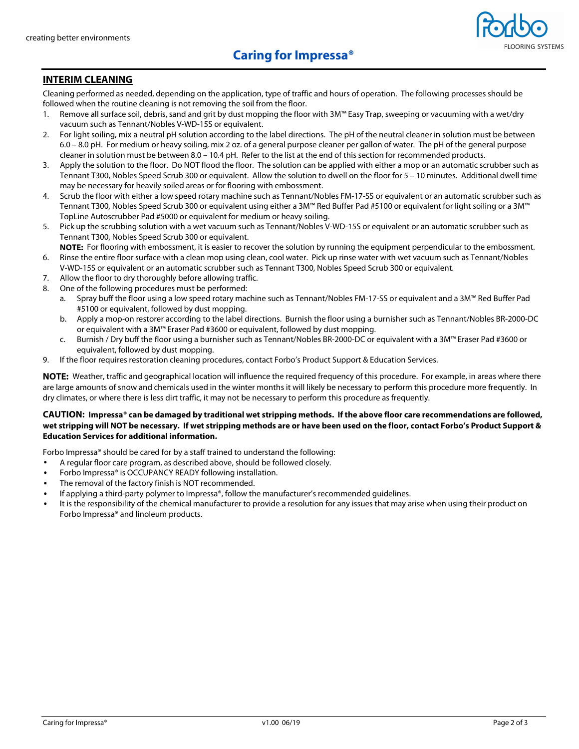## INTERIM CLEANING

Cleaning performed as needed, depending on the application, type of traffic and hours of operation. The following processes should be followed when the routine cleaning is not removing the soil from the floor.

1. Remove all surface soil, debris, sand and grit by dust mopping the floor with 3M™ Easy Trap, sweeping or vacuuming with a wet/dry vacuum such as Tennant/Nobles V-WD-15S or equivalent.
2. For light soiling, mix a neutral pH solution according to the label directions. The pH of the neutral cleaner in solution must be between 6.0 – 8.0 pH. For medium or heavy soiling, mix 2 oz. of a general purpose cleaner per gallon of water. The pH of the general purpose cleaner in solution must be between 8.0 – 10.4 pH. Refer to the list at the end of this section for recommended products.
3. Apply the solution to the floor. Do NOT flood the floor. The solution can be applied with either a mop or an automatic scrubber such as Tennant T300, Nobles Speed Scrub 300 or equivalent. Allow the solution to dwell on the floor for 5 – 10 minutes. Additional dwell time may be necessary for heavily soiled areas or for flooring with embossment.
4. Scrub the floor with either a low speed rotary machine such as Tennant/Nobles FM-17-SS or equivalent or an automatic scrubber such as Tennant T300, Nobles Speed Scrub 300 or equivalent using either a 3M™ Red Buffer Pad #5100 or equivalent for light soiling or a 3M™ TopLine Autoscrubber Pad #5000 or equivalent for medium or heavy soiling.
5. Pick up the scrubbing solution with a wet vacuum such as Tennant/Nobles V-WD-15S or equivalent or an automatic scrubber such as Tennant T300, Nobles Speed Scrub 300 or equivalent.
   **NOTE:** For flooring with embossment, it is easier to recover the solution by running the equipment perpendicular to the embossment.
6. Rinse the entire floor surface with a clean mop using clean, cool water. Pick up rinse water with wet vacuum such as Tennant/Nobles V-WD-15S or equivalent or an automatic scrubber such as Tennant T300, Nobles Speed Scrub 300 or equivalent.
7. Allow the floor to dry thoroughly before allowing traffic.
8. One of the following procedures must be performed:
   a. Spray buff the floor using a low speed rotary machine such as Tennant/Nobles FM-17-SS or equivalent and a 3M™ Red Buffer Pad #5100 or equivalent, followed by dust mopping.
   b. Apply a mop-on restorer according to the label directions. Burnish the floor using a burnisher such as Tennant/Nobles BR-2000-DC or equivalent with a 3M™ Eraser Pad #3600 or equivalent, followed by dust mopping.
   c. Burnish / Dry buff the floor using a burnisher such as Tennant/Nobles BR-2000-DC or equivalent with a 3M™ Eraser Pad #3600 or equivalent, followed by dust mopping.
9. If the floor requires restoration cleaning procedures, contact Forbo's Product Support & Education Services.

**NOTE:** Weather, traffic and geographical location will influence the required frequency of this procedure. For example, in areas where there are large amounts of snow and chemicals used in the winter months it will likely be necessary to perform this procedure more frequently. In dry climates, or where there is less dirt traffic, it may not be necessary to perform this procedure as frequently.

**CAUTION: Impressa® can be damaged by traditional wet stripping methods. If the above floor care recommendations are followed, wet stripping will NOT be necessary. If wet stripping methods are or have been used on the floor, contact Forbo's Product Support & Education Services for additional information.**

Forbo Impressa® should be cared for by a staff trained to understand the following:

- A regular floor care program, as described above, should be followed closely.
- Forbo Impressa® is OCCUPANCY READY following installation.
- The removal of the factory finish is NOT recommended.
- If applying a third-party polymer to Impressa®, follow the manufacturer's recommended guidelines.
- It is the responsibility of the chemical manufacturer to provide a resolution for any issues that may arise when using their product on Forbo Impressa® and linoleum products.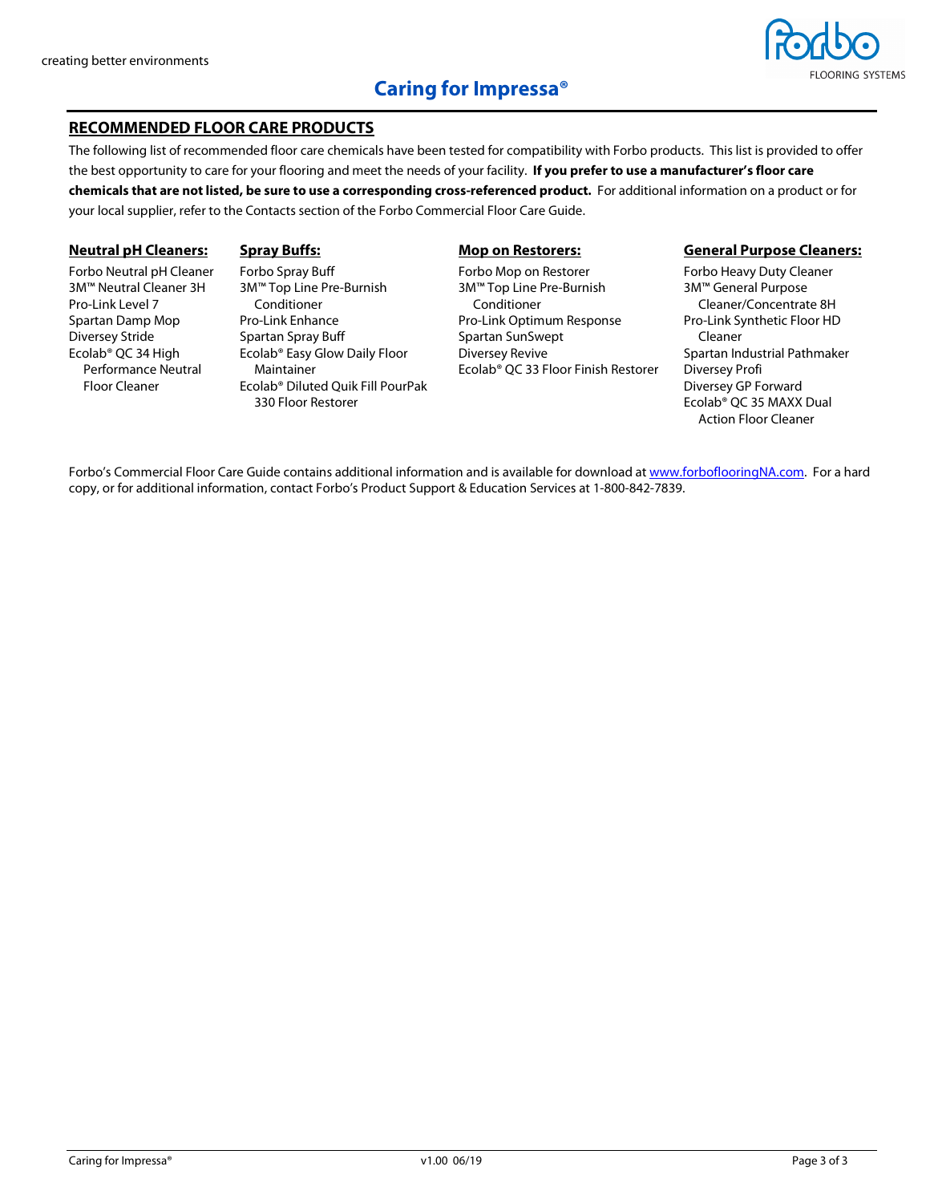## Caring for Impressa®

### RECOMMENDED FLOOR CARE PRODUCTS

The following list of recommended floor care chemicals have been tested for compatibility with Forbo products. This list is provided to offer the best opportunity to care for your flooring and meet the needs of your facility. **If you prefer to use a manufacturer's floor care chemicals that are not listed, be sure to use a corresponding cross-referenced product.** For additional information on a product or for your local supplier, refer to the Contacts section of the Forbo Commercial Floor Care Guide.

**Neutral pH Cleaners:**

- Forbo Neutral pH Cleaner
- 3M™ Neutral Cleaner 3H
- Pro-Link Level 7
- Spartan Damp Mop
- Diversey Stride
- Ecolab® QC 34 High Performance Neutral Floor Cleaner

**Spray Buffs:**

- Forbo Spray Buff
- 3M™ Top Line Pre-Burnish Conditioner
- Pro-Link Enhance
- Spartan Spray Buff
- Ecolab® Easy Glow Daily Floor Maintainer
- Ecolab® Diluted Quik Fill PourPak 330 Floor Restorer

**Mop on Restorers:**

- Forbo Mop on Restorer
- 3M™ Top Line Pre-Burnish Conditioner
- Pro-Link Optimum Response
- Spartan SunSwept
- Diversey Revive
- Ecolab® QC 33 Floor Finish Restorer

**General Purpose Cleaners:**

- Forbo Heavy Duty Cleaner
- 3M™ General Purpose Cleaner/Concentrate 8H
- Pro-Link Synthetic Floor HD Cleaner
- Spartan Industrial Pathmaker
- Diversey Profi
- Diversey GP Forward
- Ecolab® QC 35 MAXX Dual Action Floor Cleaner

Forbo's Commercial Floor Care Guide contains additional information and is available for download at www.forboflooringNA.com. For a hard copy, or for additional information, contact Forbo's Product Support & Education Services at 1-800-842-7839.